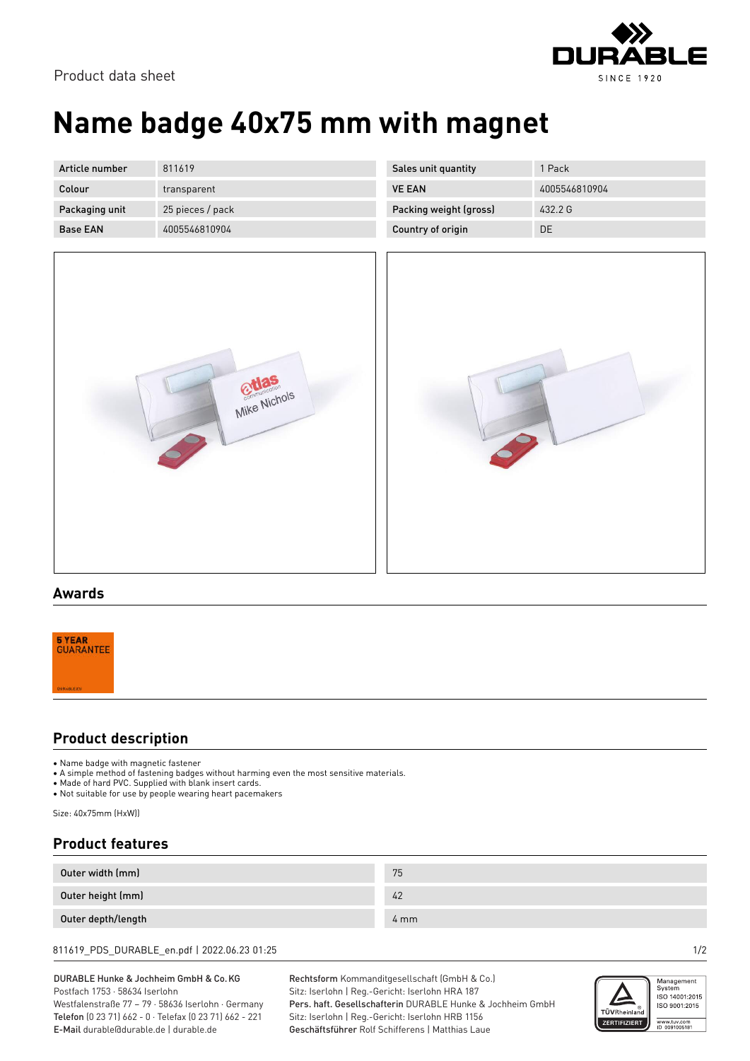Product data sheet

# Name badge 40x75 mm with magnet

| Article number | 811619 | Sales unit quantity | 1 Pack |
|---|---|---|---|
| Colour | transparent | VE EAN | 4005546810904 |
| Packaging unit | 25 pieces / pack | Packing weight (gross) | 432.2 G |
| Base EAN | 4005546810904 | Country of origin | DE |

## Awards

5 YEAR GUARANTEE

## Product description

- Name badge with magnetic fastener
- A simple method of fastening badges without harming even the most sensitive materials.
- Made of hard PVC. Supplied with blank insert cards.
- Not suitable for use by people wearing heart pacemakers

Size: 40x75mm (HxW))

## Product features

| Outer width (mm) | 75 |
|---|---|
| Outer height (mm) | 42 |
| Outer depth/length | 4 mm |

811619_PDS_DURABLE_en.pdf | 2022.06.23 01:25

DURABLE Hunke & Jochheim GmbH & Co. KG
Postfach 1753 · 58634 Iserlohn
Westfalenstraße 77 – 79 · 58636 Iserlohn · Germany
**Telefon** (0 23 71) 662 - 0 · Telefax (0 23 71) 662 - 221
**E-Mail** durable@durable.de | durable.de

**Rechtsform** Kommanditgesellschaft (GmbH & Co.)
Sitz: Iserlohn | Reg.-Gericht: Iserlohn HRA 187
**Pers. haft. Gesellschafterin** DURABLE Hunke & Jochheim GmbH
Sitz: Iserlohn | Reg.-Gericht: Iserlohn HRB 1156
**Geschäftsführer** Rolf Schifferens | Matthias Laue

TÜVRheinland ZERTIFIZIERT
Management System
ISO 14001:2015
ISO 9001:2015
www.tuv.com
ID 0091005181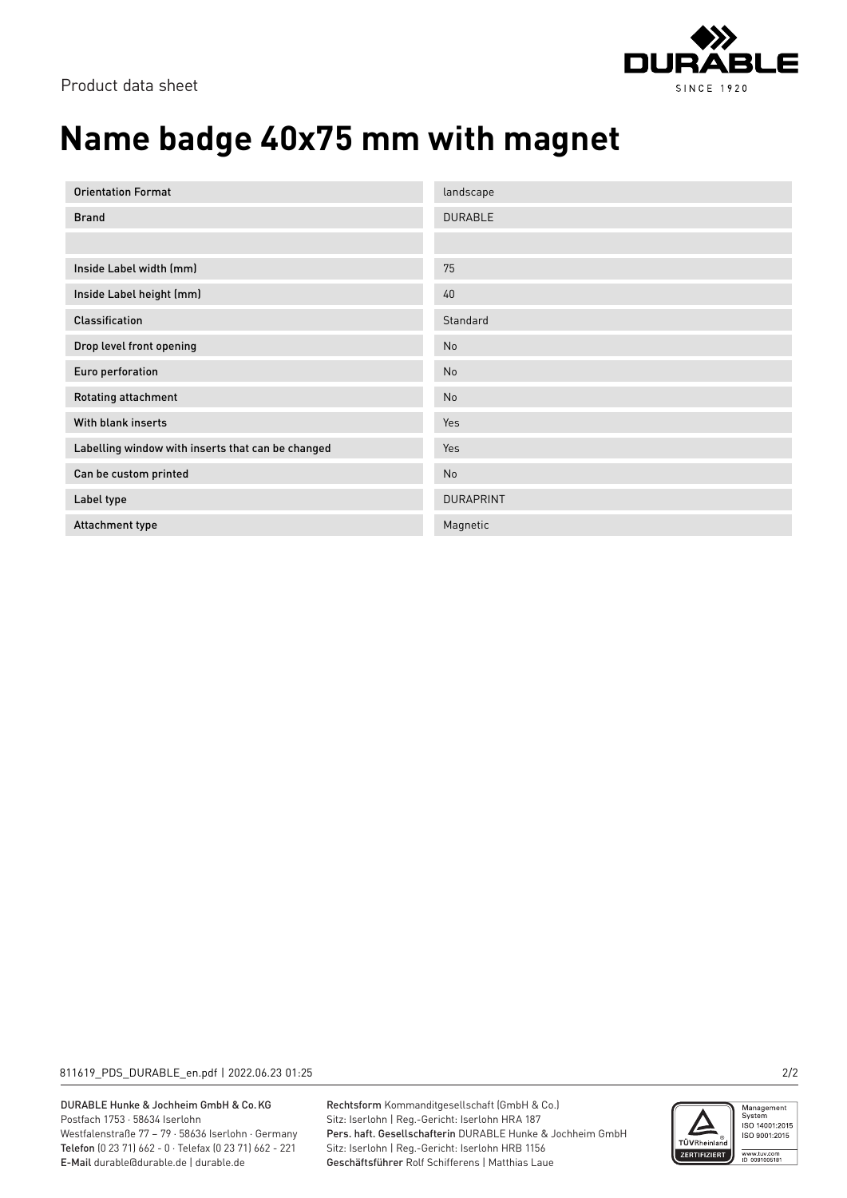# Name badge 40x75 mm with magnet

| | |
|---|---|
| Orientation Format | landscape |
| Brand | DURABLE |
| | |
| Inside Label width (mm) | 75 |
| Inside Label height (mm) | 40 |
| Classification | Standard |
| Drop level front opening | No |
| Euro perforation | No |
| Rotating attachment | No |
| With blank inserts | Yes |
| Labelling window with inserts that can be changed | Yes |
| Can be custom printed | No |
| Label type | DURAPRINT |
| Attachment type | Magnetic |

DURABLE Hunke & Jochheim GmbH & Co.KG
Postfach 1753 · 58634 Iserlohn
Westfalenstraße 77 – 79 · 58636 Iserlohn · Germany
Telefon (0 23 71) 662 - 0 · Telefax (0 23 71) 662 - 221
E-Mail durable@durable.de | durable.de

Rechtsform Kommanditgesellschaft (GmbH & Co.)
Sitz: Iserlohn | Reg.-Gericht: Iserlohn HRA 187
Pers. haft. Gesellschafterin DURABLE Hunke & Jochheim GmbH
Sitz: Iserlohn | Reg.-Gericht: Iserlohn HRB 1156
Geschäftsführer Rolf Schifferens | Matthias Laue